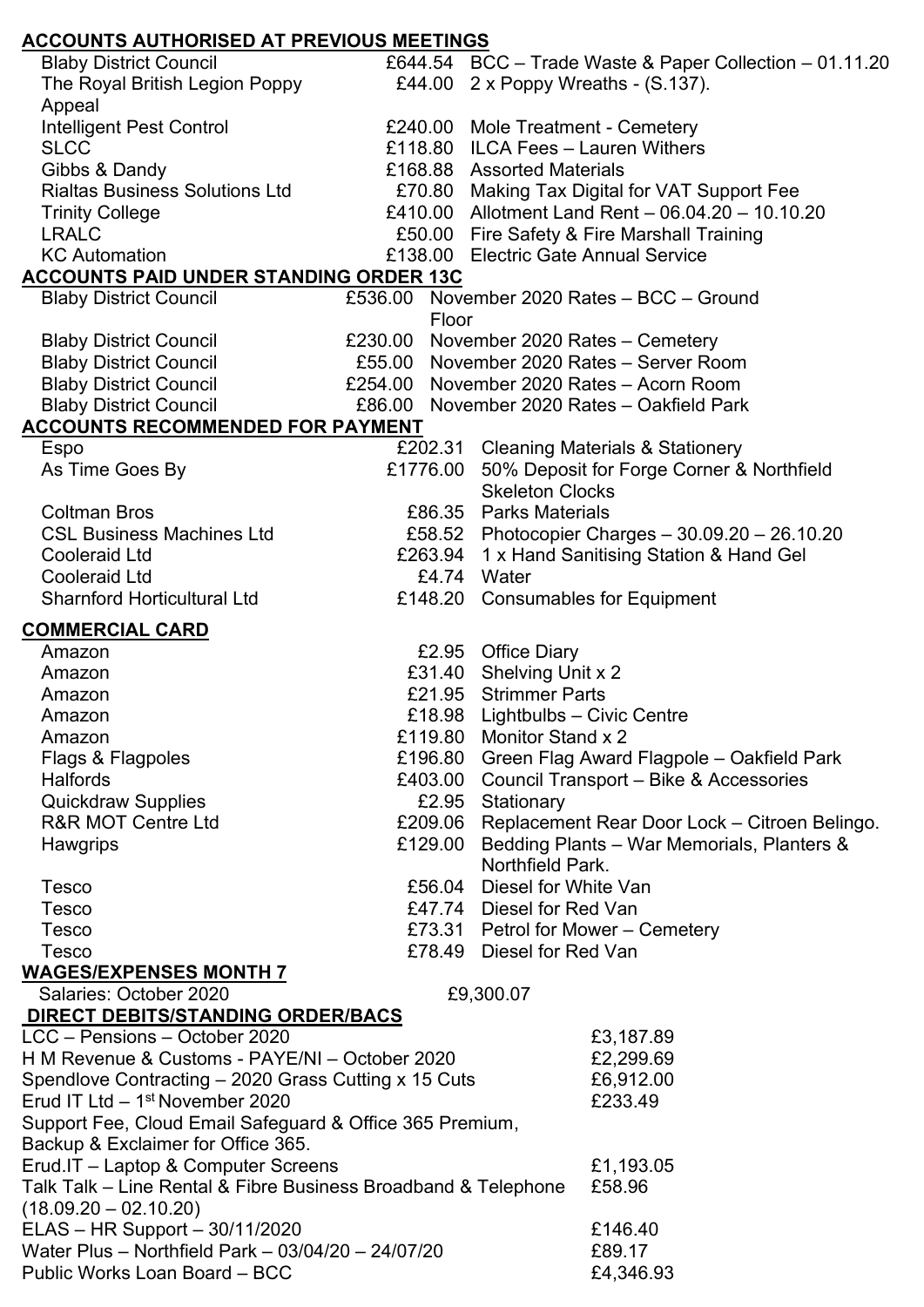## ACCOUNTS AUTHORISED AT PREVIOUS MEETINGS

| | | |
|---|---|---|
| Blaby District Council | £644.54 | BCC – Trade Waste & Paper Collection – 01.11.20 |
| The Royal British Legion Poppy Appeal | £44.00 | 2 x Poppy Wreaths - (S.137). |
| Intelligent Pest Control | £240.00 | Mole Treatment - Cemetery |
| SLCC | £118.80 | ILCA Fees – Lauren Withers |
| Gibbs & Dandy | £168.88 | Assorted Materials |
| Rialtas Business Solutions Ltd | £70.80 | Making Tax Digital for VAT Support Fee |
| Trinity College | £410.00 | Allotment Land Rent – 06.04.20 – 10.10.20 |
| LRALC | £50.00 | Fire Safety & Fire Marshall Training |
| KC Automation | £138.00 | Electric Gate Annual Service |

## ACCOUNTS PAID UNDER STANDING ORDER 13C

| | | |
|---|---|---|
| Blaby District Council | £536.00 | November 2020 Rates – BCC – Ground Floor |
| Blaby District Council | £230.00 | November 2020 Rates – Cemetery |
| Blaby District Council | £55.00 | November 2020 Rates – Server Room |
| Blaby District Council | £254.00 | November 2020 Rates – Acorn Room |
| Blaby District Council | £86.00 | November 2020 Rates – Oakfield Park |

## ACCOUNTS RECOMMENDED FOR PAYMENT

| | | |
|---|---|---|
| Espo | £202.31 | Cleaning Materials & Stationery |
| As Time Goes By | £1776.00 | 50% Deposit for Forge Corner & Northfield Skeleton Clocks |
| Coltman Bros | £86.35 | Parks Materials |
| CSL Business Machines Ltd | £58.52 | Photocopier Charges – 30.09.20 – 26.10.20 |
| Cooleraid Ltd | £263.94 | 1 x Hand Sanitising Station & Hand Gel |
| Cooleraid Ltd | £4.74 | Water |
| Sharnford Horticultural Ltd | £148.20 | Consumables for Equipment |

## COMMERCIAL CARD

| | | |
|---|---|---|
| Amazon | £2.95 | Office Diary |
| Amazon | £31.40 | Shelving Unit x 2 |
| Amazon | £21.95 | Strimmer Parts |
| Amazon | £18.98 | Lightbulbs – Civic Centre |
| Amazon | £119.80 | Monitor Stand x 2 |
| Flags & Flagpoles | £196.80 | Green Flag Award Flagpole – Oakfield Park |
| Halfords | £403.00 | Council Transport – Bike & Accessories |
| Quickdraw Supplies | £2.95 | Stationary |
| R&R MOT Centre Ltd | £209.06 | Replacement Rear Door Lock – Citroen Belingo. |
| Hawgrips | £129.00 | Bedding Plants – War Memorials, Planters & Northfield Park. |
| Tesco | £56.04 | Diesel for White Van |
| Tesco | £47.74 | Diesel for Red Van |
| Tesco | £73.31 | Petrol for Mower – Cemetery |
| Tesco | £78.49 | Diesel for Red Van |

## WAGES/EXPENSES MONTH 7

| | |
|---|---|
| Salaries: October 2020 | £9,300.07 |

## DIRECT DEBITS/STANDING ORDER/BACS

| | |
|---|---|
| LCC – Pensions – October 2020 | £3,187.89 |
| H M Revenue & Customs - PAYE/NI – October 2020 | £2,299.69 |
| Spendlove Contracting – 2020 Grass Cutting x 15 Cuts | £6,912.00 |
| Erud IT Ltd – 1st November 2020 Support Fee, Cloud Email Safeguard & Office 365 Premium, Backup & Exclaimer for Office 365. | £233.49 |
| Erud.IT – Laptop & Computer Screens | £1,193.05 |
| Talk Talk – Line Rental & Fibre Business Broadband & Telephone (18.09.20 – 02.10.20) | £58.96 |
| ELAS – HR Support – 30/11/2020 | £146.40 |
| Water Plus – Northfield Park – 03/04/20 – 24/07/20 | £89.17 |
| Public Works Loan Board – BCC | £4,346.93 |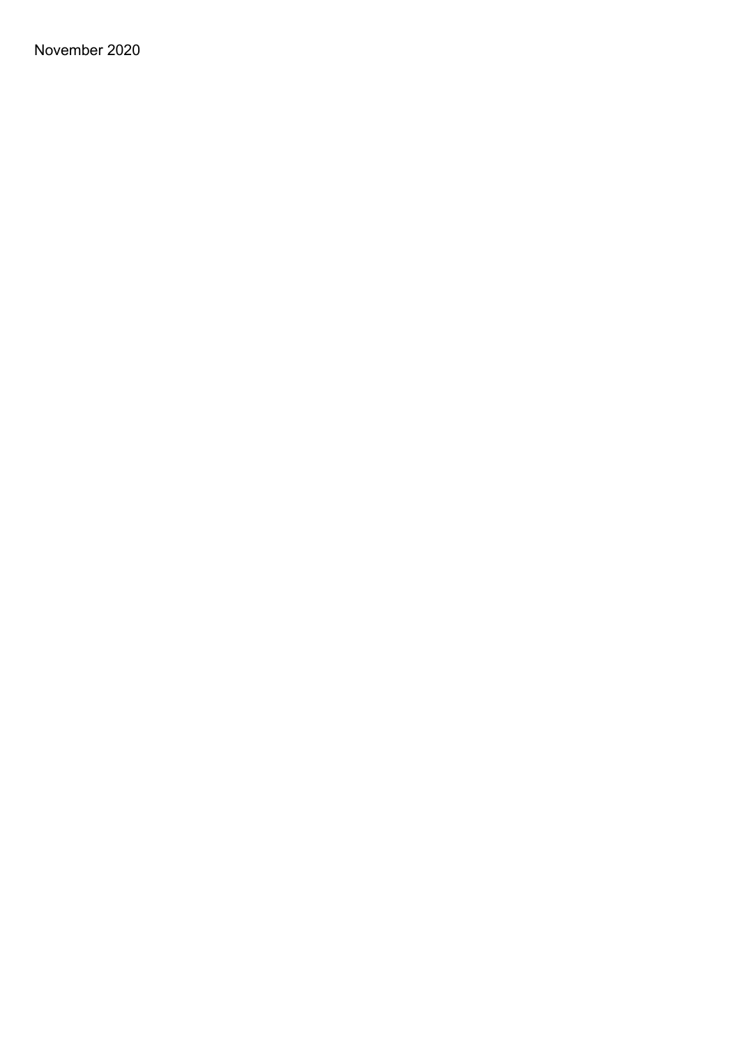November 2020